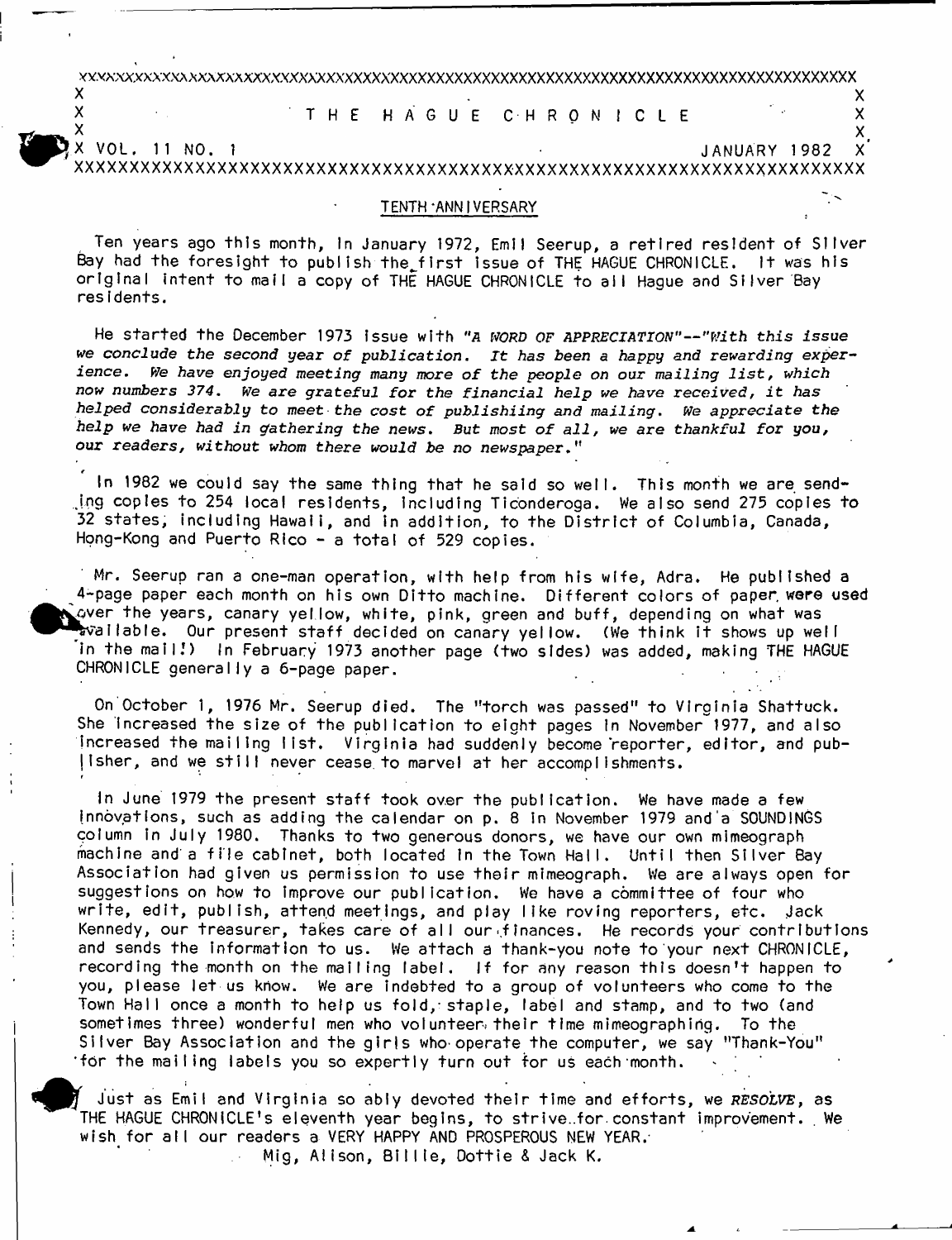# THE HAGUE CHRONICLE

VOL. 11 NO. 1 JANUARY 1982

## TENTH ANNIVERSARY

Ten years ago this month, in January 1972, Emil Seerup, a retired resident of Silver Bay had the foresight to publish the first issue of THE HAGUE CHRONICLE. It was his original intent to mail a copy of THE HAGUE CHRONICLE to all Hague and Silver Bay residents.

He started the December 1973 issue with *"A WORD OF APPRECIATION"--"With this issue we conclude the second year of publication. It has been a happy and rewarding experience. We have enjoyed meeting many more of the people on our mailing list, which now numbers 374. We are grateful for the financial help we have received, it has helped considerably to meet the cost of publishiing and mailing. We appreciate the help we have had in gathering the news. But most of all, we are thankful for you, our readers, without whom there would be no newspaper."*

In 1982 we could say the same thing that he said so well. This month we are sending copies to 254 local residents, including Ticonderoga. We also send 275 copies to 32 states, including Hawaii, and in addition, to the District of Columbia, Canada, Hong-Kong and Puerto Rico - a total of 529 copies.

Mr. Seerup ran a one-man operation, with help from his wife, Adra. He published a 4-page paper each month on his own Ditto machine. Different colors of paper were used over the years, canary yellow, white, pink, green and buff, depending on what was available. Our present staff decided on canary yellow. (We think it shows up well in the mail!) In February 1973 another page (two sides) was added, making THE HAGUE CHRONICLE generally a 6-page paper.

On October 1, 1976 Mr. Seerup died. The "torch was passed" to Virginia Shattuck. She increased the size of the publication to eight pages in November 1977, and also increased the mailing list. Virginia had suddenly become reporter, editor, and publisher, and we still never cease to marvel at her accomplishments.

In June 1979 the present staff took over the publication. We have made a few innovations, such as adding the calendar on p. 8 in November 1979 and a SOUNDINGS column in July 1980. Thanks to two generous donors, we have our own mimeograph machine and a file cabinet, both located in the Town Hall. Until then Silver Bay Association had given us permission to use their mimeograph. We are always open for suggestions on how to improve our publication. We have a committee of four who write, edit, publish, attend meetings, and play like roving reporters, etc. Jack Kennedy, our treasurer, takes care of all our finances. He records your contributions and sends the information to us. We attach a thank-you note to your next CHRONICLE, recording the month on the mailing label. If for any reason this doesn't happen to you, please let us know. We are indebted to a group of volunteers who come to the Town Hall once a month to help us fold, staple, label and stamp, and to two (and sometimes three) wonderful men who volunteer their time mimeographing. To the Silver Bay Association and the girls who operate the computer, we say "Thank-You" for the mailing labels you so expertly turn out for us each month.

Just as Emil and Virginia so ably devoted their time and efforts, we *RESOLVE*, as THE HAGUE CHRONICLE's eleventh year begins, to strive for constant improvement. We wish for all our readers a VERY HAPPY AND PROSPEROUS NEW YEAR.

Mig, Alison, Billie, Dottie & Jack K.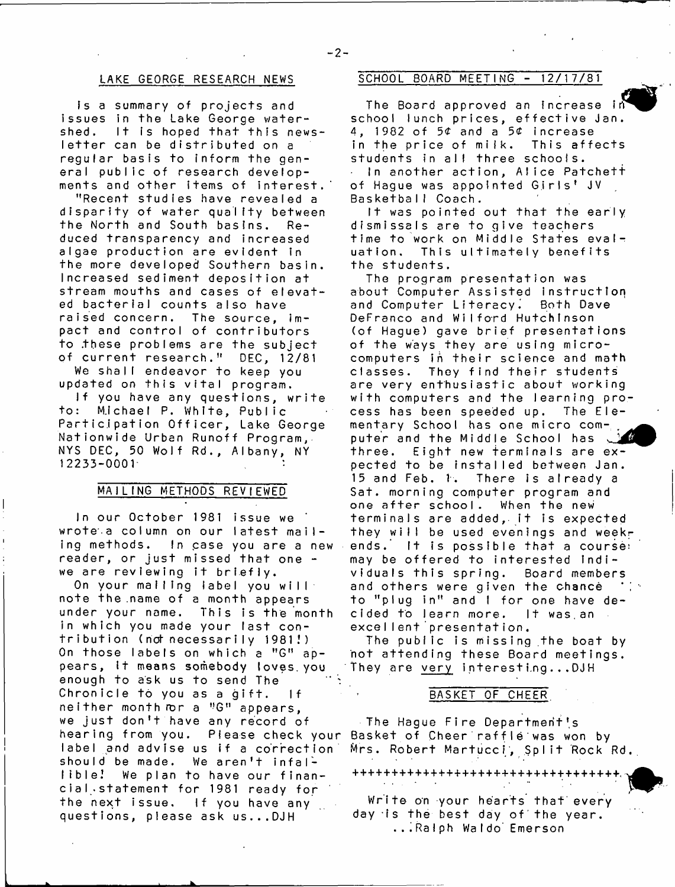## LAKE GEORGE RESEARCH NEWS

is a summary of projects and issues in the Lake George watershed. It is hoped that this newsletter can be distributed on a regular basis to inform the general public of research developments and other items of interest.

"Recent studies have revealed a disparity of water quality between the North and South basins. Reduced transparency and increased algae production are evident in the more developed Southern basin. Increased sediment deposition at stream mouths and cases of elevated bacterial counts also have raised concern. The source, impact and control of contributors to these problems are the subject of current research." DEC, 12/81

We shall endeavor to keep you updated on this vital program.

If you have any questions, write to: Michael P. White, Public Participation Officer, Lake George Nationwide Urban Runoff Program, NYS DEC, 50 Wolf Rd., Albany, NY 12233-0001

## MAILING METHODS REVIEWED

In our October 1981 issue we wrote a column on our latest mailing methods. In case you are a new reader, or just missed that one - we are reviewing it briefly.

On your mailing label you will note the name of a month appears under your name. This is the month in which you made your last contribution (not necessarily 1981!) On those labels on which a "G" appears, it means somebody loves you enough to ask us to send The Chronicle to you as a gift. If neither month nor a "G" appears, we just don't have any record of hearing from you. Please check your label and advise us if a correction should be made. We aren't infallible! We plan to have our financial statement for 1981 ready for the next issue. If you have any questions, please ask us...DJH

## SCHOOL BOARD MEETING - 12/17/81

The Board approved an increase in school lunch prices, effective Jan. 4, 1982 of 5¢ and a 5¢ increase in the price of milk. This affects students in all three schools.

In another action, Alice Patchett of Hague was appointed Girls' JV Basketball Coach.

It was pointed out that the early dismissals are to give teachers time to work on Middle States evaluation. This ultimately benefits the students.

The program presentation was about Computer Assisted Instruction and Computer Literacy. Both Dave DeFranco and Wilford Hutchinson (of Hague) gave brief presentations of the ways they are using microcomputers in their science and math classes. They find their students are very enthusiastic about working with computers and the learning process has been speeded up. The Elementary School has one micro computer and the Middle School has three. Eight new terminals are expected to be installed between Jan. 15 and Feb. 1. There is already a Sat. morning computer program and one after school. When the new terminals are added, it is expected they will be used evenings and weekends. It is possible that a course may be offered to interested individuals this spring. Board members and others were given the chance to "plug in" and I for one have decided to learn more. It was an excellent presentation.

The public is missing the boat by not attending these Board meetings. They are very interesting...DJH

## BASKET OF CHEER

The Hague Fire Department's Basket of Cheer raffle was won by Mrs. Robert Martucci, Split Rock Rd.

++++++++++++++++++++++++++++++++

Write on your hearts that every day is the best day of the year.
...Ralph Waldo Emerson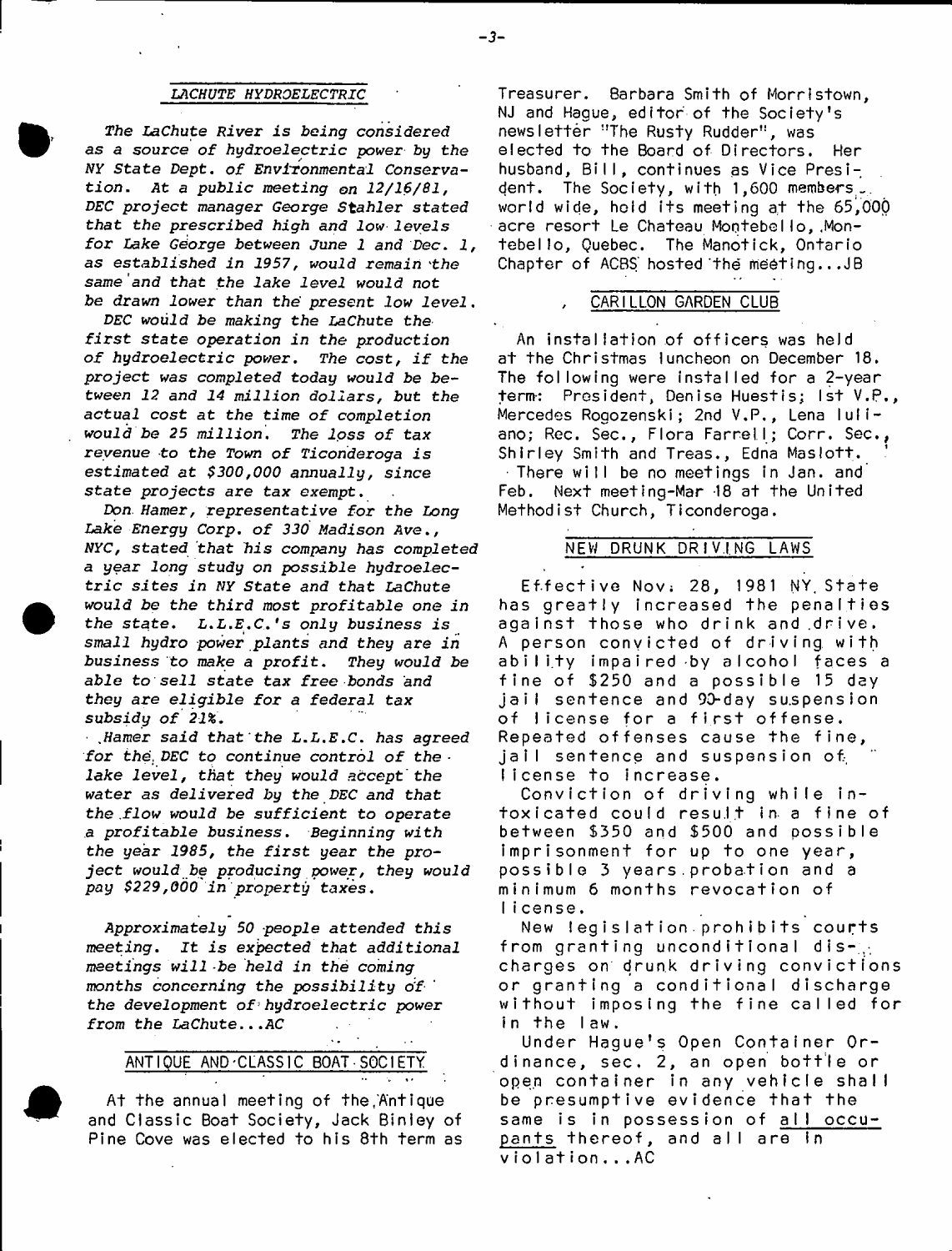## *LACHUTE HYDROELECTRIC*

*The LaChute River is being considered as a source of hydroelectric power by the NY State Dept. of Environmental Conservation. At a public meeting on 12/16/81, DEC project manager George Stahler stated that the prescribed high and low levels for Lake George between June 1 and Dec. 1, as established in 1957, would remain the same and that the lake level would not be drawn lower than the present low level.*

*DEC would be making the LaChute the first state operation in the production of hydroelectric power. The cost, if the project was completed today would be between 12 and 14 million dollars, but the actual cost at the time of completion would be 25 million. The loss of tax revenue to the Town of Ticonderoga is estimated at $300,000 annually, since state projects are tax exempt.*

*Don Hamer, representative for the Long Lake Energy Corp. of 330 Madison Ave., NYC, stated that his company has completed a year long study on possible hydroelectric sites in NY State and that LaChute would be the third most profitable one in the state. L.L.E.C.'s only business is small hydro power plants and they are in business to make a profit. They would be able to sell state tax free bonds and they are eligible for a federal tax subsidy of 21%.*

*Hamer said that the L.L.E.C. has agreed for the DEC to continue control of the lake level, that they would accept the water as delivered by the DEC and that the flow would be sufficient to operate a profitable business. Beginning with the year 1985, the first year the project would be producing power, they would pay $229,000 in property taxes.*

*Approximately 50 people attended this meeting. It is expected that additional meetings will be held in the coming months concerning the possibility of the development of hydroelectric power from the LaChute...AC*

## ANTIQUE AND CLASSIC BOAT SOCIETY

At the annual meeting of the Antique and Classic Boat Society, Jack Binley of Pine Cove was elected to his 8th term as Treasurer. Barbara Smith of Morristown, NJ and Hague, editor of the Society's newsletter "The Rusty Rudder", was elected to the Board of Directors. Her husband, Bill, continues as Vice President. The Society, with 1,600 members world wide, held its meeting at the 65,000 acre resort Le Chateau Montebello, Montebello, Quebec. The Manotick, Ontario Chapter of ACBS hosted the meeting...JB

## CARILLON GARDEN CLUB

An installation of officers was held at the Christmas luncheon on December 18. The following were installed for a 2-year term: President, Denise Huestis; 1st V.P., Mercedes Rogozenski; 2nd V.P., Lena Iuliano; Rec. Sec., Flora Farrell; Corr. Sec., Shirley Smith and Treas., Edna Maslott.

There will be no meetings in Jan. and Feb. Next meeting-Mar 18 at the United Methodist Church, Ticonderoga.

## NEW DRUNK DRIVING LAWS

Effective Nov. 28, 1981 NY State has greatly increased the penalties against those who drink and drive. A person convicted of driving with ability impaired by alcohol faces a fine of $250 and a possible 15 day jail sentence and 90-day suspension of license for a first offense. Repeated offenses cause the fine, jail sentence and suspension of license to increase.

Conviction of driving while intoxicated could result in a fine of between $350 and $500 and possible imprisonment for up to one year, possible 3 years probation and a minimum 6 months revocation of license.

New legislation prohibits courts from granting unconditional discharges on drunk driving convictions or granting a conditional discharge without imposing the fine called for in the law.

Under Hague's Open Container Ordinance, sec. 2, an open bottle or open container in any vehicle shall be presumptive evidence that the same is in possession of all occupants thereof, and all are in violation...AC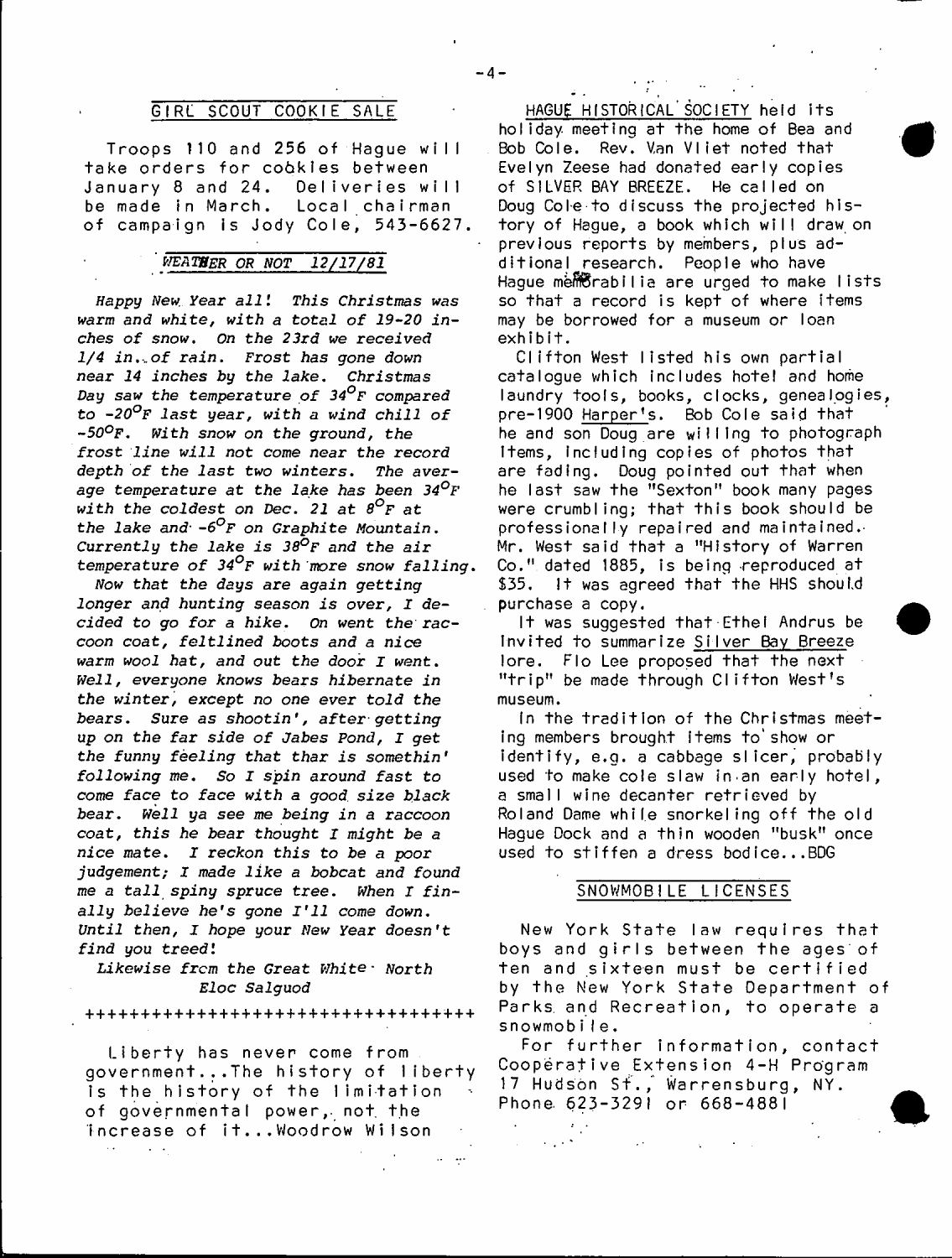## GIRL SCOUT COOKIE SALE

Troops 110 and 256 of Hague will take orders for cookies between January 8 and 24. Deliveries will be made in March. Local chairman of campaign is Jody Cole, 543-6627.

## *WEATHER OR NOT 12/17/81*

*Happy New Year all! This Christmas was warm and white, with a total of 19-20 inches of snow. On the 23rd we received 1/4 in. of rain. Frost has gone down near 14 inches by the lake. Christmas Day saw the temperature of 34°F compared to -20°F last year, with a wind chill of -50°F. With snow on the ground, the frost line will not come near the record depth of the last two winters. The average temperature at the lake has been 34°F with the coldest on Dec. 21 at 8°F at the lake and -6°F on Graphite Mountain. Currently the lake is 38°F and the air temperature of 34°F with more snow falling.*

*Now that the days are again getting longer and hunting season is over, I decided to go for a hike. On went the raccoon coat, feltlined boots and a nice warm wool hat, and out the door I went. Well, everyone knows bears hibernate in the winter, except no one ever told the bears. Sure as shootin', after getting up on the far side of Jabes Pond, I get the funny feeling that thar is somethin' following me. So I spin around fast to come face to face with a good size black bear. Well ya see me being in a raccoon coat, this he bear thought I might be a nice mate. I reckon this to be a poor judgement; I made like a bobcat and found me a tall spiny spruce tree. When I finally believe he's gone I'll come down. Until then, I hope your New Year doesn't find you treed!*

*Likewise from the Great White North*
*Eloc Salguod*

++++++++++++++++++++++++++++++++++

Liberty has never come from government...The history of liberty is the history of the limitation of governmental power, not the increase of it...Woodrow Wilson

HAGUE HISTORICAL SOCIETY held its holiday meeting at the home of Bea and Bob Cole. Rev. Van Vliet noted that Evelyn Zeese had donated early copies of SILVER BAY BREEZE. He called on Doug Cole to discuss the projected history of Hague, a book which will draw on previous reports by members, plus additional research. People who have Hague memorabilia are urged to make lists so that a record is kept of where items may be borrowed for a museum or loan exhibit.

Clifton West listed his own partial catalogue which includes hotel and home laundry tools, books, clocks, genealogies, pre-1900 Harper's. Bob Cole said that he and son Doug are willing to photograph items, including copies of photos that are fading. Doug pointed out that when he last saw the "Sexton" book many pages were crumbling; that this book should be professionally repaired and maintained. Mr. West said that a "History of Warren Co." dated 1885, is being reproduced at $35. It was agreed that the HHS should purchase a copy.

It was suggested that Ethel Andrus be invited to summarize Silver Bay Breeze lore. Flo Lee proposed that the next "trip" be made through Clifton West's museum.

In the tradition of the Christmas meeting members brought items to show or identify, e.g. a cabbage slicer, probably used to make cole slaw in an early hotel, a small wine decanter retrieved by Roland Dame while snorkeling off the old Hague Dock and a thin wooden "busk" once used to stiffen a dress bodice...BDG

## SNOWMOBILE LICENSES

New York State law requires that boys and girls between the ages of ten and sixteen must be certified by the New York State Department of Parks and Recreation, to operate a snowmobile.

For further information, contact Cooperative Extension 4-H Program 17 Hudson St., Warrensburg, NY. Phone 623-3291 or 668-4881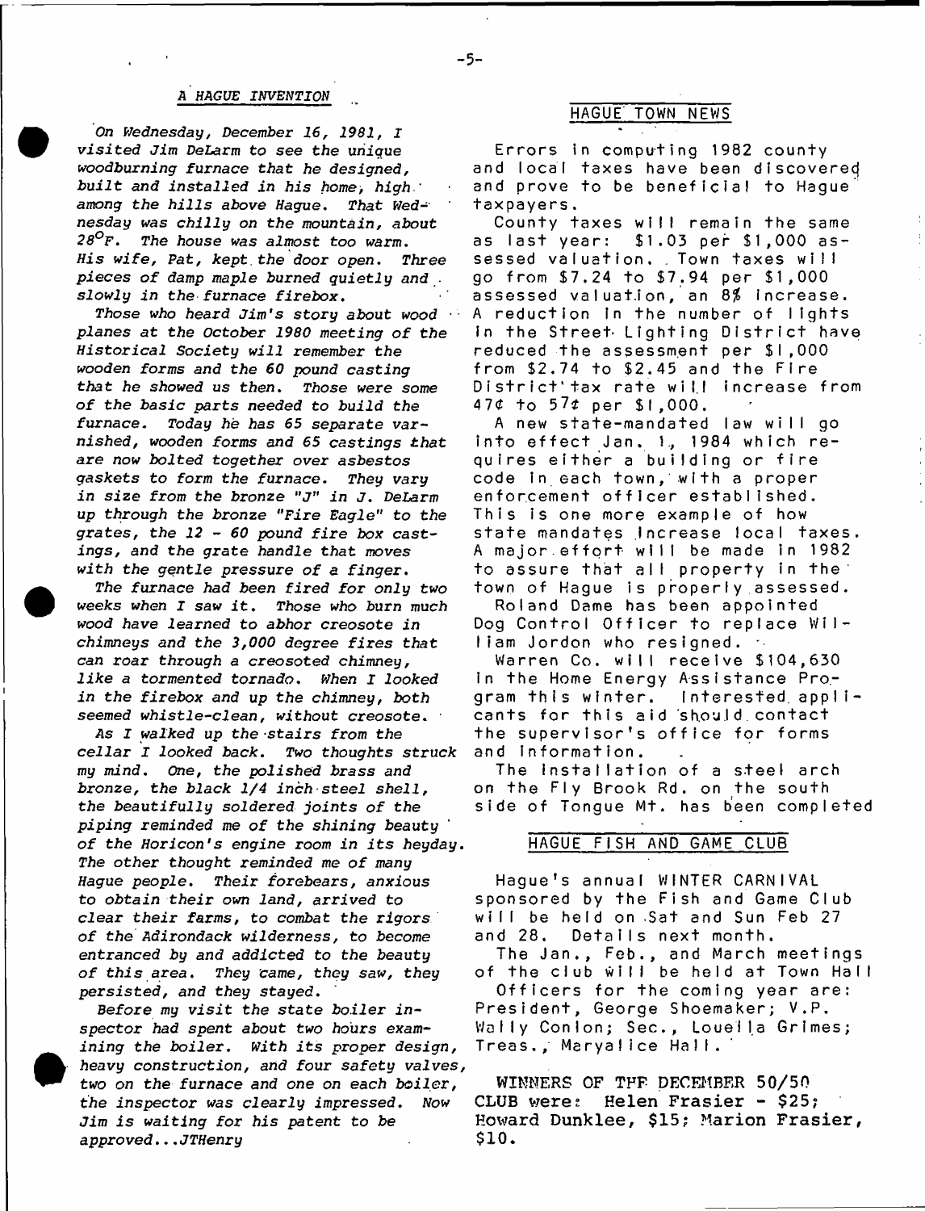## *A HAGUE INVENTION*

*On Wednesday, December 16, 1981, I visited Jim DeLarm to see the unique woodburning furnace that he designed, built and installed in his home, high among the hills above Hague. That Wednesday was chilly on the mountain, about 28°F. The house was almost too warm. His wife, Pat, kept the door open. Three pieces of damp maple burned quietly and slowly in the furnace firebox.*

*Those who heard Jim's story about wood planes at the October 1980 meeting of the Historical Society will remember the wooden forms and the 60 pound casting that he showed us then. Those were some of the basic parts needed to build the furnace. Today he has 65 separate varnished, wooden forms and 65 castings that are now bolted together over asbestos gaskets to form the furnace. They vary in size from the bronze "J" in J. DeLarm up through the bronze "Fire Eagle" to the grates, the 12 - 60 pound fire box castings, and the grate handle that moves with the gentle pressure of a finger.*

*The furnace had been fired for only two weeks when I saw it. Those who burn much wood have learned to abhor creosote in chimneys and the 3,000 degree fires that can roar through a creosoted chimney, like a tormented tornado. When I looked in the firebox and up the chimney, both seemed whistle-clean, without creosote.*

*As I walked up the stairs from the cellar I looked back. Two thoughts struck my mind. One, the polished brass and bronze, the black 1/4 inch steel shell, the beautifully soldered joints of the piping reminded me of the shining beauty of the Horicon's engine room in its heyday. The other thought reminded me of many Hague people. Their forebears, anxious to obtain their own land, arrived to clear their farms, to combat the rigors of the Adirondack wilderness, to become entranced by and addicted to the beauty of this area. They came, they saw, they persisted, and they stayed.*

*Before my visit the state boiler inspector had spent about two hours examining the boiler. With its proper design, heavy construction, and four safety valves, two on the furnace and one on each boiler, the inspector was clearly impressed. Now Jim is waiting for his patent to be approved...JTHenry*

## HAGUE TOWN NEWS

Errors in computing 1982 county and local taxes have been discovered and prove to be beneficial to Hague taxpayers.

County taxes will remain the same as last year: $1.03 per $1,000 assessed valuation. Town taxes will go from $7.24 to $7.94 per $1,000 assessed valuation, an 8% increase. A reduction in the number of lights in the Street Lighting District have reduced the assessment per $1,000 from $2.74 to $2.45 and the Fire District tax rate will increase from 47¢ to 57¢ per $1,000.

A new state-mandated law will go into effect Jan. 1, 1984 which requires either a building or fire code in each town, with a proper enforcement officer established. This is one more example of how state mandates increase local taxes. A major effort will be made in 1982 to assure that all property in the town of Hague is properly assessed.

Roland Dame has been appointed Dog Control Officer to replace William Jordon who resigned.

Warren Co. will receive $104,630 in the Home Energy Assistance Program this winter. Interested applicants for this aid should contact the supervisor's office for forms and information.

The installation of a steel arch on the Fly Brook Rd. on the south side of Tongue Mt. has been completed

## HAGUE FISH AND GAME CLUB

Hague's annual WINTER CARNIVAL sponsored by the Fish and Game Club will be held on Sat and Sun Feb 27 and 28. Details next month.

The Jan., Feb., and March meetings of the club will be held at Town Hall

Officers for the coming year are: President, George Shoemaker; V.P. Wally Conlon; Sec., Louella Grimes; Treas., Maryalice Hall.

WINNERS OF THE DECEMBER 50/50 CLUB were: Helen Frasier - $25; Howard Dunklee, $15; Marion Frasier, $10.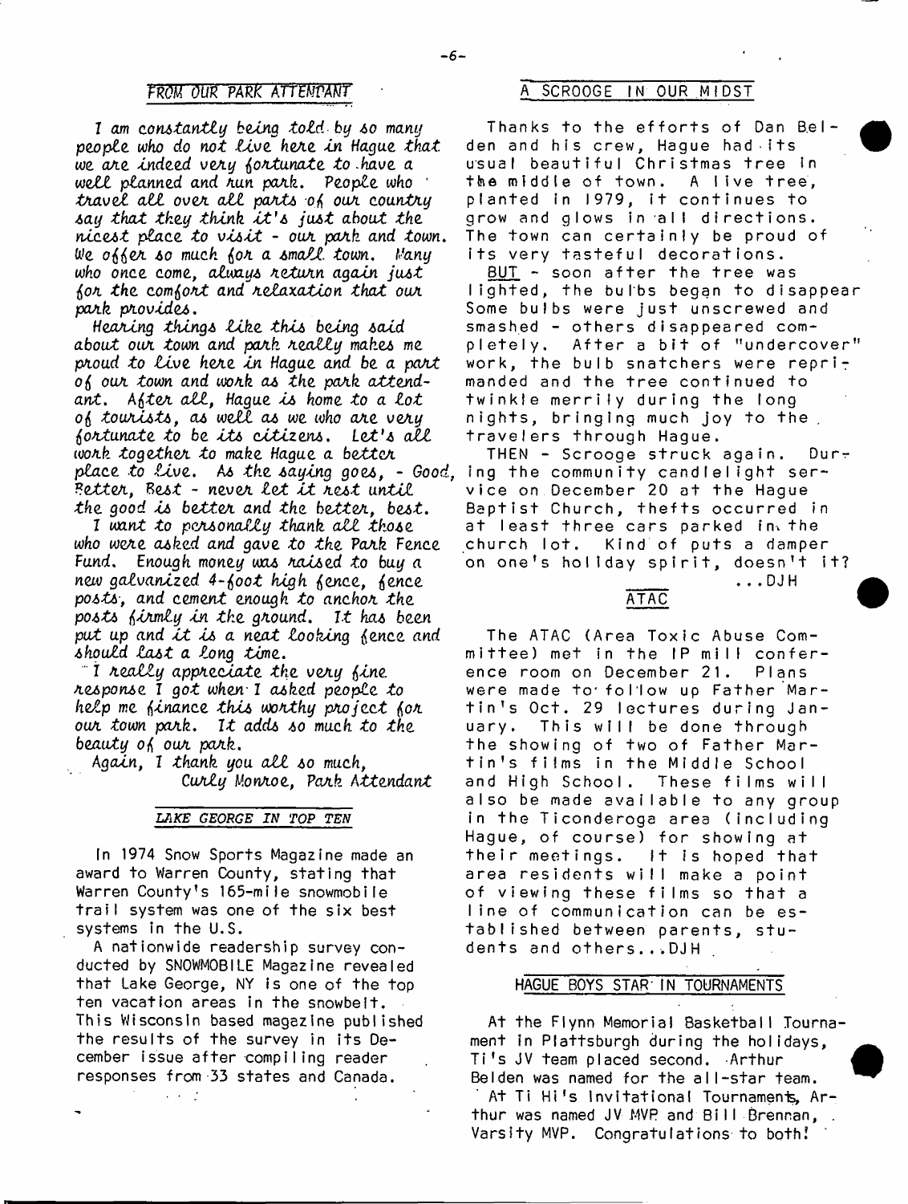## FROM OUR PARK ATTENDANT

*I am constantly being told by so many people who do not live here in Hague that we are indeed very fortunate to have a well planned and run park. People who travel all over all parts of our country say that they think it's just about the nicest place to visit - our park and town. We offer so much for a small town. Many who once come, always return again just for the comfort and relaxation that our park provides.*

*Hearing things like this being said about our town and park really makes me proud to live here in Hague and be a part of our town and work as the park attendant. After all, Hague is home to a lot of tourists, as well as we who are very fortunate to be its citizens. Let's all work together to make Hague a better place to live. As the saying goes, - Good, Better, Best - never let it rest until the good is better and the better, best.*

*I want to personally thank all those who were asked and gave to the Park Fence Fund. Enough money was raised to buy a new galvanized 4-foot high fence, fence posts, and cement enough to anchor the posts firmly in the ground. It has been put up and it is a neat looking fence and should last a long time.*

*I really appreciate the very fine response I got when I asked people to help me finance this worthy project for our town park. It adds so much to the beauty of our park.*

*Again, I thank you all so much,*
*Curly Monroe, Park Attendant*

## LAKE GEORGE IN TOP TEN

In 1974 Snow Sports Magazine made an award to Warren County, stating that Warren County's 165-mile snowmobile trail system was one of the six best systems in the U.S.

A nationwide readership survey conducted by SNOWMOBILE Magazine revealed that Lake George, NY is one of the top ten vacation areas in the snowbelt. This Wisconsin based magazine published the results of the survey in its December issue after compiling reader responses from 33 states and Canada.

## A SCROOGE IN OUR MIDST

Thanks to the efforts of Dan Belden and his crew, Hague had its usual beautiful Christmas tree in the middle of town. A live tree, planted in 1979, it continues to grow and glows in all directions. The town can certainly be proud of its very tasteful decorations.

BUT - soon after the tree was lighted, the bulbs began to disappear. Some bulbs were just unscrewed and smashed - others disappeared completely. After a bit of "undercover" work, the bulb snatchers were reprimanded and the tree continued to twinkle merrily during the long nights, bringing much joy to the travelers through Hague.

THEN - Scrooge struck again. During the community candlelight service on December 20 at the Hague Baptist Church, thefts occurred in at least three cars parked in the church lot. Kind of puts a damper on one's holiday spirit, doesn't it?

...DJH

## ATAC

The ATAC (Area Toxic Abuse Committee) met in the IP mill conference room on December 21. Plans were made to follow up Father Martin's Oct. 29 lectures during January. This will be done through the showing of two of Father Martin's films in the Middle School and High School. These films will also be made available to any group in the Ticonderoga area (including Hague, of course) for showing at their meetings. It is hoped that area residents will make a point of viewing these films so that a line of communication can be established between parents, students and others...DJH

## HAGUE BOYS STAR IN TOURNAMENTS

At the Flynn Memorial Basketball Tournament in Plattsburgh during the holidays, Ti's JV team placed second. Arthur Belden was named for the all-star team.

At Ti Hi's Invitational Tournaments, Arthur was named JV MVP and Bill Brennan, Varsity MVP. Congratulations to both!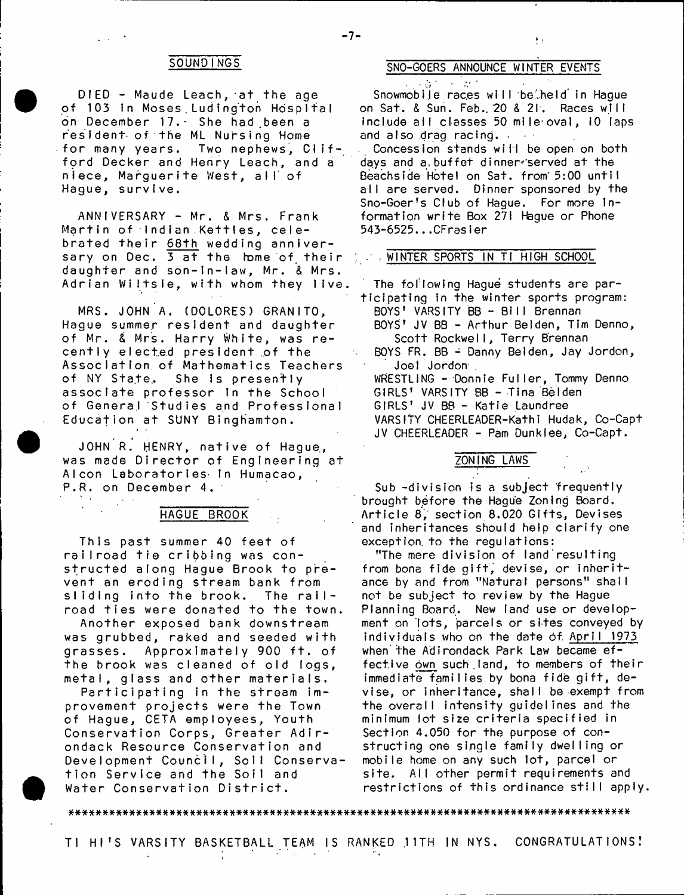## SOUNDINGS

DIED - Maude Leach, at the age of 103 in Moses Ludington Hospital on December 17. She had been a resident of the ML Nursing Home for many years. Two nephews, Clifford Decker and Henry Leach, and a niece, Marguerite West, all of Hague, survive.

ANNIVERSARY - Mr. & Mrs. Frank Martin of Indian Kettles, celebrated their 68th wedding anniversary on Dec. 3 at the home of their daughter and son-in-law, Mr. & Mrs. Adrian Wiltsie, with whom they live.

MRS. JOHN A. (DOLORES) GRANITO, Hague summer resident and daughter of Mr. & Mrs. Harry White, was recently elected president of the Association of Mathematics Teachers of NY State. She is presently associate professor in the School of General Studies and Professional Education at SUNY Binghamton.

JOHN R. HENRY, native of Hague, was made Director of Engineering at Alcon Laboratories in Humacao, P.R. on December 4.

## HAGUE BROOK

This past summer 40 feet of railroad tie cribbing was constructed along Hague Brook to prevent an eroding stream bank from sliding into the brook. The railroad ties were donated to the town.

Another exposed bank downstream was grubbed, raked and seeded with grasses. Approximately 900 ft. of the brook was cleaned of old logs, metal, glass and other materials.

Participating in the stream improvement projects were the Town of Hague, CETA employees, Youth Conservation Corps, Greater Adirondack Resource Conservation and Development Council, Soil Conservation Service and the Soil and Water Conservation District.

## SNO-GOERS ANNOUNCE WINTER EVENTS

Snowmobile races will be held in Hague on Sat. & Sun. Feb. 20 & 21. Races will include all classes 50 mile oval, 10 laps and also drag racing.

Concession stands will be open on both days and a buffet dinner served at the Beachside Hotel on Sat. from 5:00 until all are served. Dinner sponsored by the Sno-Goer's Club of Hague. For more information write Box 271 Hague or Phone 543-6525...CFrasier

## WINTER SPORTS IN TI HIGH SCHOOL

The following Hague students are participating in the winter sports program:

- BOYS' VARSITY BB - Bill Brennan
- BOYS' JV BB - Arthur Belden, Tim Denno, Scott Rockwell, Terry Brennan
- BOYS FR. BB - Danny Belden, Jay Jordon, Joel Jordon
- WRESTLING - Donnie Fuller, Tommy Denno
- GIRLS' VARSITY BB - Tina Belden
- GIRLS' JV BB - Katie Laundree
- VARSITY CHEERLEADER-Kathi Hudak, Co-Capt
- JV CHEERLEADER - Pam Dunklee, Co-Capt.

## ZONING LAWS

Sub-division is a subject frequently brought before the Hague Zoning Board. Article 8, section 8.020 Gifts, Devises and Inheritances should help clarify one exception to the regulations:

"The mere division of land resulting from bona fide gift, devise, or inheritance by and from "Natural persons" shall not be subject to review by the Hague Planning Board. New land use or development on lots, parcels or sites conveyed by individuals who on the date of April 1973 when the Adirondack Park Law became effective own such land, to members of their immediate families by bona fide gift, devise, or inheritance, shall be exempt from the overall intensity guidelines and the minimum lot size criteria specified in Section 4.050 for the purpose of constructing one single family dwelling or mobile home on any such lot, parcel or site. All other permit requirements and restrictions of this ordinance still apply.

\*\*\*\*\*\*\*\*\*\*\*\*\*\*\*\*\*\*\*\*\*\*\*\*\*\*\*\*\*\*\*\*\*\*\*\*\*\*\*\*\*\*\*\*\*\*\*\*\*\*\*\*\*\*\*\*\*\*\*\*\*\*\*\*\*\*\*\*\*\*\*\*\*\*\*\*

TI HI'S VARSITY BASKETBALL TEAM IS RANKED 11TH IN NYS. CONGRATULATIONS!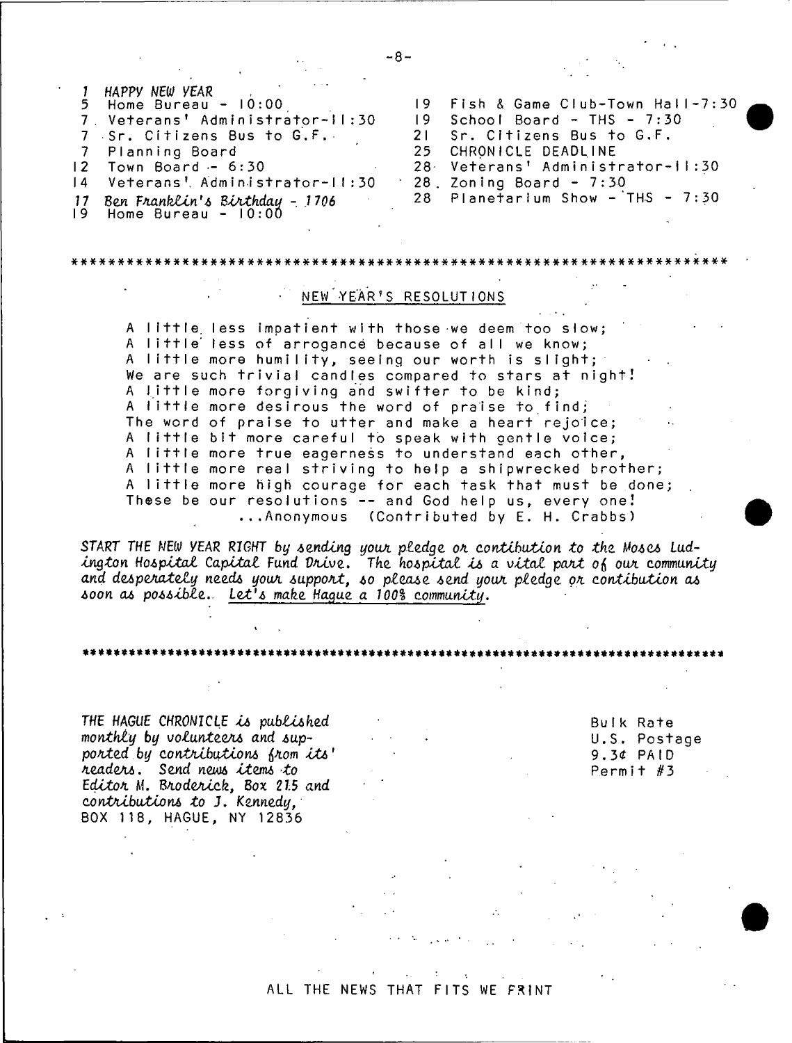1 *HAPPY NEW YEAR*
5 Home Bureau - 10:00
7 Veterans' Administrator-11:30
7 Sr. Citizens Bus to G.F.
7 Planning Board
12 Town Board - 6:30
14 Veterans' Administrator-11:30
17 *Ben Franklin's Birthday - 1706*
19 Home Bureau - 10:00
19 Fish & Game Club-Town Hall-7:30
19 School Board - THS - 7:30
21 Sr. Citizens Bus to G.F.
25 CHRONICLE DEADLINE
28 Veterans' Administrator-11:30
28 Zoning Board - 7:30
28 Planetarium Show - THS - 7:30

***

NEW YEAR'S RESOLUTIONS

A little less impatient with those we deem too slow;
A little less of arrogance because of all we know;
A little more humility, seeing our worth is slight;
We are such trivial candles compared to stars at night!
A little more forgiving and swifter to be kind;
A little more desirous the word of praise to find;
The word of praise to utter and make a heart rejoice;
A little bit more careful to speak with gentle voice;
A little more true eagerness to understand each other,
A little more real striving to help a shipwrecked brother;
A little more high courage for each task that must be done;
These be our resolutions -- and God help us, every one!
...Anonymous (Contributed by E. H. Crabbs)

*START THE NEW YEAR RIGHT by sending your pledge or contibution to the Moses Ludington Hospital Capital Fund Drive. The hospital is a vital part of our community and desperately needs your support, so please send your pledge or contibution as soon as possible. Let's make Hague a 100% community.*

***

*THE HAGUE CHRONICLE is published monthly by volunteers and supported by contributions from its' readers. Send news items to Editor M. Broderick, Box 215 and contributions to J. Kennedy,* BOX 118, HAGUE, NY 12836

Bulk Rate
U.S. Postage
9.3¢ PAID
Permit #3

ALL THE NEWS THAT FITS WE PRINT